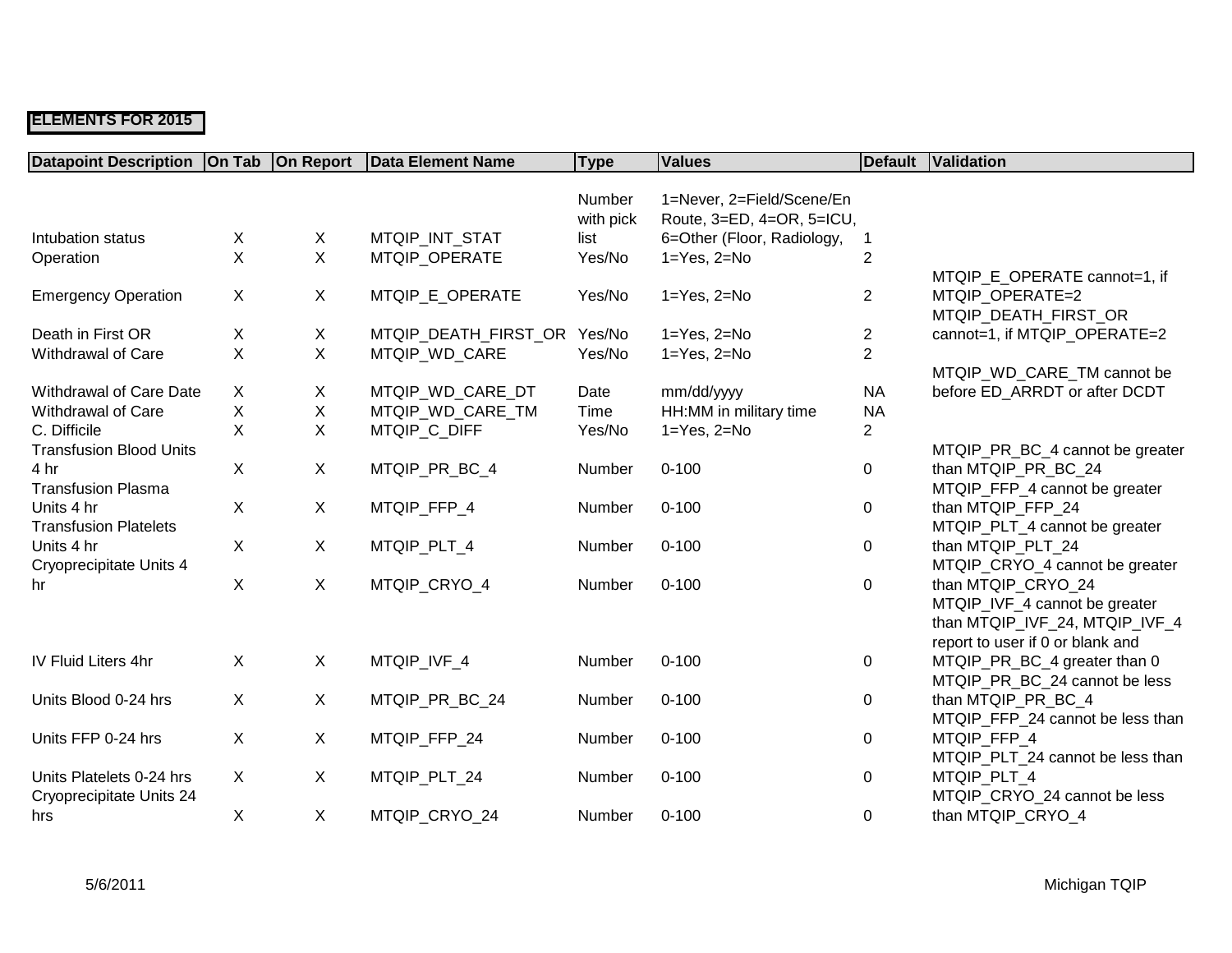**ELEMENTS FOR 2015**

| Datapoint Description | On Tab | On Report | Data Element Name | Type | Values | Default | Validation |
|---|---|---|---|---|---|---|---|
| Intubation status | X | X | MTQIP_INT_STAT | Number with pick list | 1=Never, 2=Field/Scene/En Route, 3=ED, 4=OR, 5=ICU, 6=Other (Floor, Radiology, | 1 | |
| Operation | X | X | MTQIP_OPERATE | Yes/No | 1=Yes, 2=No | 2 | |
| Emergency Operation | X | X | MTQIP_E_OPERATE | Yes/No | 1=Yes, 2=No | 2 | MTQIP_E_OPERATE cannot=1, if MTQIP_OPERATE=2 |
| Death in First OR | X | X | MTQIP_DEATH_FIRST_OR | Yes/No | 1=Yes, 2=No | 2 | MTQIP_DEATH_FIRST_OR cannot=1, if MTQIP_OPERATE=2 |
| Withdrawal of Care | X | X | MTQIP_WD_CARE | Yes/No | 1=Yes, 2=No | 2 | |
| Withdrawal of Care Date | X | X | MTQIP_WD_CARE_DT | Date | mm/dd/yyyy | NA | MTQIP_WD_CARE_TM cannot be before ED_ARRDT or after DCDT |
| Withdrawal of Care | X | X | MTQIP_WD_CARE_TM | Time | HH:MM in military time | NA | |
| C. Difficile | X | X | MTQIP_C_DIFF | Yes/No | 1=Yes, 2=No | 2 | |
| Transfusion Blood Units 4 hr | X | X | MTQIP_PR_BC_4 | Number | 0-100 | 0 | MTQIP_PR_BC_4 cannot be greater than MTQIP_PR_BC_24 |
| Transfusion Plasma Units 4 hr | X | X | MTQIP_FFP_4 | Number | 0-100 | 0 | MTQIP_FFP_4 cannot be greater than MTQIP_FFP_24 |
| Transfusion Platelets Units 4 hr | X | X | MTQIP_PLT_4 | Number | 0-100 | 0 | MTQIP_PLT_4 cannot be greater than MTQIP_PLT_24 |
| Cryoprecipitate Units 4 hr | X | X | MTQIP_CRYO_4 | Number | 0-100 | 0 | MTQIP_CRYO_4 cannot be greater than MTQIP_CRYO_24 |
| IV Fluid Liters 4hr | X | X | MTQIP_IVF_4 | Number | 0-100 | 0 | MTQIP_IVF_4 cannot be greater than MTQIP_IVF_24, MTQIP_IVF_4 report to user if 0 or blank and MTQIP_PR_BC_4 greater than 0 |
| Units Blood 0-24 hrs | X | X | MTQIP_PR_BC_24 | Number | 0-100 | 0 | MTQIP_PR_BC_24 cannot be less than MTQIP_PR_BC_4 |
| Units FFP 0-24 hrs | X | X | MTQIP_FFP_24 | Number | 0-100 | 0 | MTQIP_FFP_24 cannot be less than MTQIP_FFP_4 |
| Units Platelets 0-24 hrs | X | X | MTQIP_PLT_24 | Number | 0-100 | 0 | MTQIP_PLT_24 cannot be less than MTQIP_PLT_4 |
| Cryoprecipitate Units 24 hrs | X | X | MTQIP_CRYO_24 | Number | 0-100 | 0 | MTQIP_CRYO_24 cannot be less than MTQIP_CRYO_4 |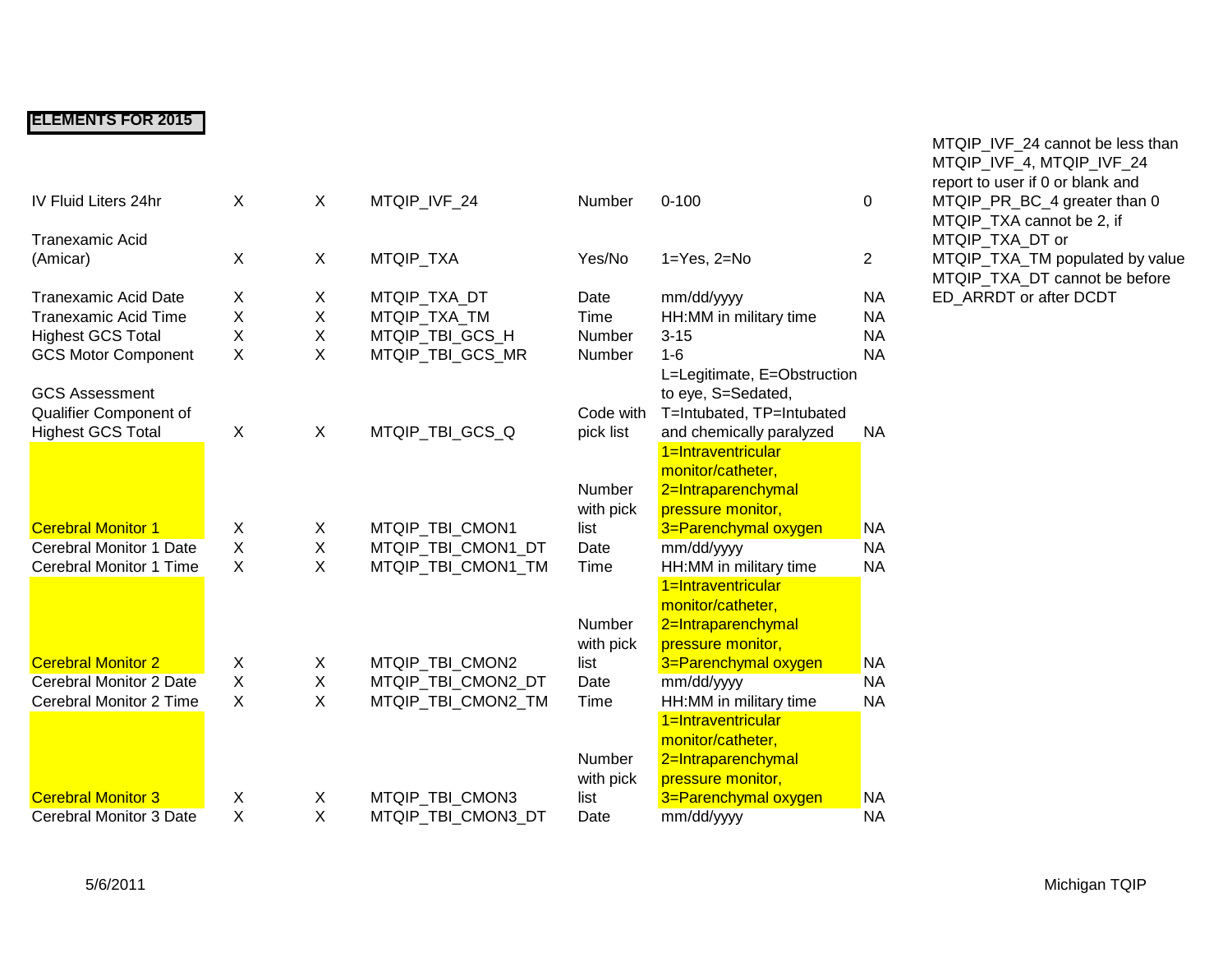**ELEMENTS FOR 2015**

| | | | | | | | |
|---|---|---|---|---|---|---|---|
| IV Fluid Liters 24hr | X | X | MTQIP_IVF_24 | Number | 0-100 | 0 | MTQIP_IVF_24 cannot be less than MTQIP_IVF_4, MTQIP_IVF_24 report to user if 0 or blank and MTQIP_PR_BC_4 greater than 0 |
| Tranexamic Acid (Amicar) | X | X | MTQIP_TXA | Yes/No | 1=Yes, 2=No | 2 | MTQIP_TXA cannot be 2, if MTQIP_TXA_DT or MTQIP_TXA_TM populated by value |
| Tranexamic Acid Date | X | X | MTQIP_TXA_DT | Date | mm/dd/yyyy | NA | MTQIP_TXA_DT cannot be before ED_ARRDT or after DCDT |
| Tranexamic Acid Time | X | X | MTQIP_TXA_TM | Time | HH:MM in military time | NA | |
| Highest GCS Total | X | X | MTQIP_TBI_GCS_H | Number | 3-15 | NA | |
| GCS Motor Component | X | X | MTQIP_TBI_GCS_MR | Number | 1-6 | NA | |
| GCS Assessment Qualifier Component of Highest GCS Total | X | X | MTQIP_TBI_GCS_Q | Code with pick list | L=Legitimate, E=Obstruction to eye, S=Sedated, T=Intubated, TP=Intubated and chemically paralyzed | NA | |
| Cerebral Monitor 1 | X | X | MTQIP_TBI_CMON1 | Number with pick list | 1=Intraventricular monitor/catheter, 2=Intraparenchymal pressure monitor, 3=Parenchymal oxygen | NA | |
| Cerebral Monitor 1 Date | X | X | MTQIP_TBI_CMON1_DT | Date | mm/dd/yyyy | NA | |
| Cerebral Monitor 1 Time | X | X | MTQIP_TBI_CMON1_TM | Time | HH:MM in military time | NA | |
| Cerebral Monitor 2 | X | X | MTQIP_TBI_CMON2 | Number with pick list | 1=Intraventricular monitor/catheter, 2=Intraparenchymal pressure monitor, 3=Parenchymal oxygen | NA | |
| Cerebral Monitor 2 Date | X | X | MTQIP_TBI_CMON2_DT | Date | mm/dd/yyyy | NA | |
| Cerebral Monitor 2 Time | X | X | MTQIP_TBI_CMON2_TM | Time | HH:MM in military time | NA | |
| Cerebral Monitor 3 | X | X | MTQIP_TBI_CMON3 | Number with pick list | 1=Intraventricular monitor/catheter, 2=Intraparenchymal pressure monitor, 3=Parenchymal oxygen | NA | |
| Cerebral Monitor 3 Date | X | X | MTQIP_TBI_CMON3_DT | Date | mm/dd/yyyy | NA | |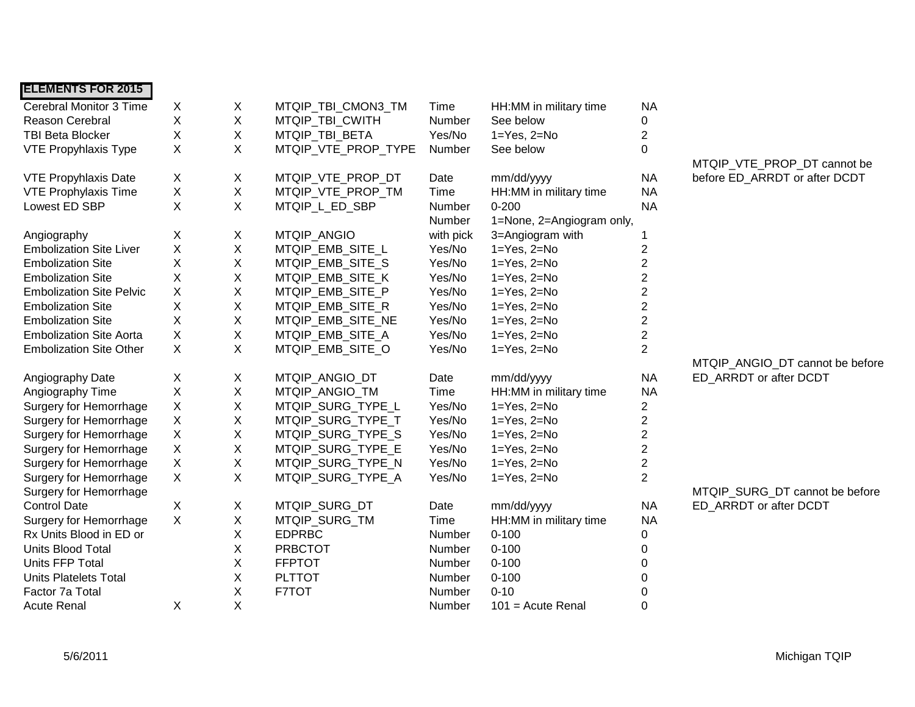**ELEMENTS FOR 2015**

| | | | | | | | |
|---|---|---|---|---|---|---|---|
| Cerebral Monitor 3 Time | X | X | MTQIP_TBI_CMON3_TM | Time | HH:MM in military time | NA | |
| Reason Cerebral | X | X | MTQIP_TBI_CWITH | Number | See below | 0 | |
| TBI Beta Blocker | X | X | MTQIP_TBI_BETA | Yes/No | 1=Yes, 2=No | 2 | |
| VTE Propyhlaxis Type | X | X | MTQIP_VTE_PROP_TYPE | Number | See below | 0 | |
| VTE Propyhlaxis Date | X | X | MTQIP_VTE_PROP_DT | Date | mm/dd/yyyy | NA | MTQIP_VTE_PROP_DT cannot be before ED_ARRDT or after DCDT |
| VTE Prophylaxis Time | X | X | MTQIP_VTE_PROP_TM | Time | HH:MM in military time | NA | |
| Lowest ED SBP | X | X | MTQIP_L_ED_SBP | Number | 0-200 | NA | |
| Angiography | X | X | MTQIP_ANGIO | Number with pick | 1=None, 2=Angiogram only, 3=Angiogram with | 1 | |
| Embolization Site Liver | X | X | MTQIP_EMB_SITE_L | Yes/No | 1=Yes, 2=No | 2 | |
| Embolization Site | X | X | MTQIP_EMB_SITE_S | Yes/No | 1=Yes, 2=No | 2 | |
| Embolization Site | X | X | MTQIP_EMB_SITE_K | Yes/No | 1=Yes, 2=No | 2 | |
| Embolization Site Pelvic | X | X | MTQIP_EMB_SITE_P | Yes/No | 1=Yes, 2=No | 2 | |
| Embolization Site | X | X | MTQIP_EMB_SITE_R | Yes/No | 1=Yes, 2=No | 2 | |
| Embolization Site | X | X | MTQIP_EMB_SITE_NE | Yes/No | 1=Yes, 2=No | 2 | |
| Embolization Site Aorta | X | X | MTQIP_EMB_SITE_A | Yes/No | 1=Yes, 2=No | 2 | |
| Embolization Site Other | X | X | MTQIP_EMB_SITE_O | Yes/No | 1=Yes, 2=No | 2 | |
| Angiography Date | X | X | MTQIP_ANGIO_DT | Date | mm/dd/yyyy | NA | MTQIP_ANGIO_DT cannot be before ED_ARRDT or after DCDT |
| Angiography Time | X | X | MTQIP_ANGIO_TM | Time | HH:MM in military time | NA | |
| Surgery for Hemorrhage | X | X | MTQIP_SURG_TYPE_L | Yes/No | 1=Yes, 2=No | 2 | |
| Surgery for Hemorrhage | X | X | MTQIP_SURG_TYPE_T | Yes/No | 1=Yes, 2=No | 2 | |
| Surgery for Hemorrhage | X | X | MTQIP_SURG_TYPE_S | Yes/No | 1=Yes, 2=No | 2 | |
| Surgery for Hemorrhage | X | X | MTQIP_SURG_TYPE_E | Yes/No | 1=Yes, 2=No | 2 | |
| Surgery for Hemorrhage | X | X | MTQIP_SURG_TYPE_N | Yes/No | 1=Yes, 2=No | 2 | |
| Surgery for Hemorrhage | X | X | MTQIP_SURG_TYPE_A | Yes/No | 1=Yes, 2=No | 2 | |
| Surgery for Hemorrhage Control Date | X | X | MTQIP_SURG_DT | Date | mm/dd/yyyy | NA | MTQIP_SURG_DT cannot be before ED_ARRDT or after DCDT |
| Surgery for Hemorrhage | X | X | MTQIP_SURG_TM | Time | HH:MM in military time | NA | |
| Rx Units Blood in ED or | | X | EDPRBC | Number | 0-100 | 0 | |
| Units Blood Total | | X | PRBCTOT | Number | 0-100 | 0 | |
| Units FFP Total | | X | FFPTOT | Number | 0-100 | 0 | |
| Units Platelets Total | | X | PLTTOT | Number | 0-100 | 0 | |
| Factor 7a Total | | X | F7TOT | Number | 0-10 | 0 | |
| Acute Renal | X | X | | Number | 101 = Acute Renal | 0 | |

5/6/2011 Michigan TQIP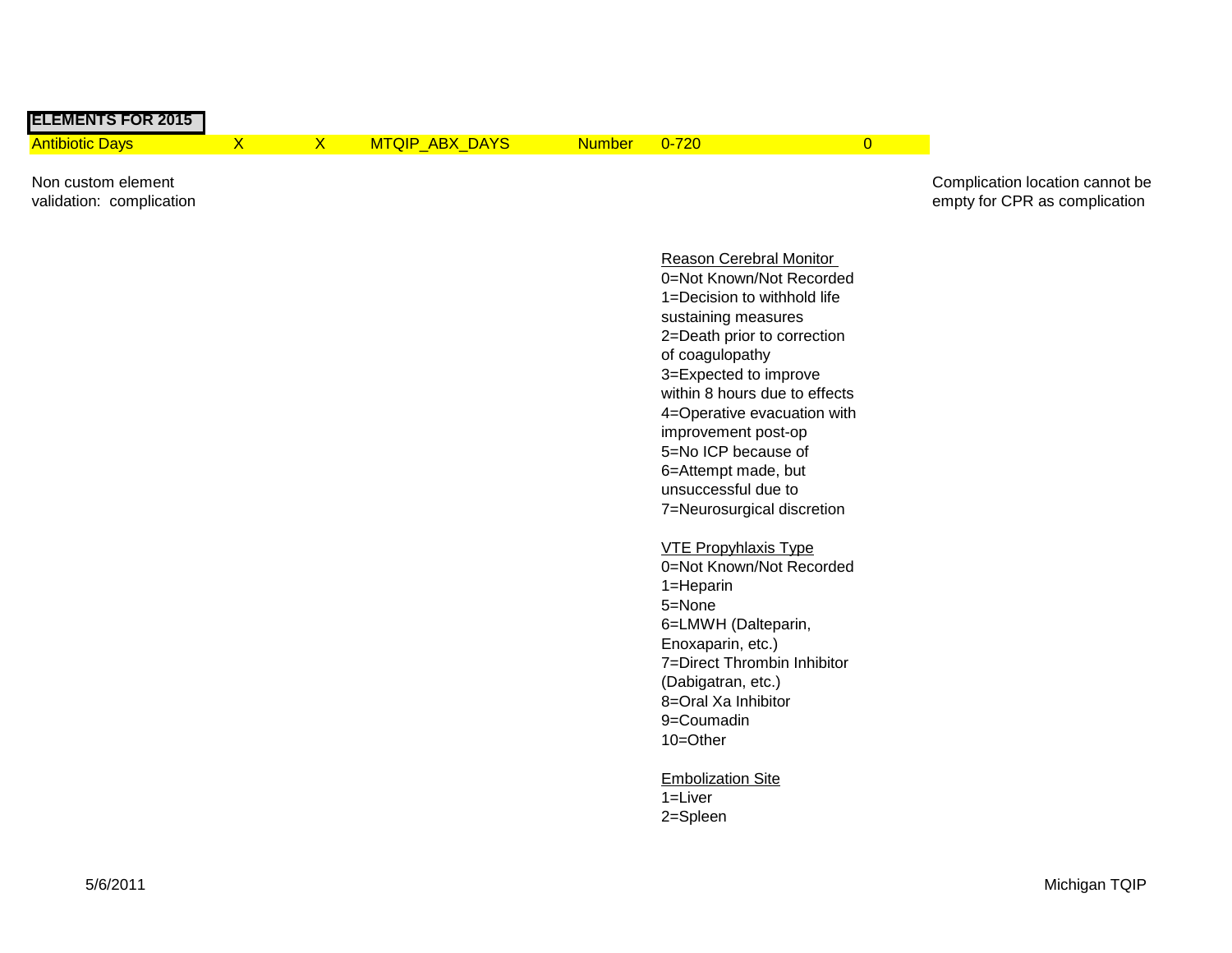**ELEMENTS FOR 2015**

| | | | | | | |
|---|---|---|---|---|---|---|
| Antibiotic Days | X | X | MTQIP_ABX_DAYS | Number | 0-720 | 0 |

Non custom element validation: complication

Complication location cannot be empty for CPR as complication

Reason Cerebral Monitor
0=Not Known/Not Recorded
1=Decision to withhold life sustaining measures
2=Death prior to correction of coagulopathy
3=Expected to improve within 8 hours due to effects
4=Operative evacuation with improvement post-op
5=No ICP because of
6=Attempt made, but unsuccessful due to
7=Neurosurgical discretion

VTE Propyhlaxis Type
0=Not Known/Not Recorded
1=Heparin
5=None
6=LMWH (Dalteparin, Enoxaparin, etc.)
7=Direct Thrombin Inhibitor (Dabigatran, etc.)
8=Oral Xa Inhibitor
9=Coumadin
10=Other

Embolization Site
1=Liver
2=Spleen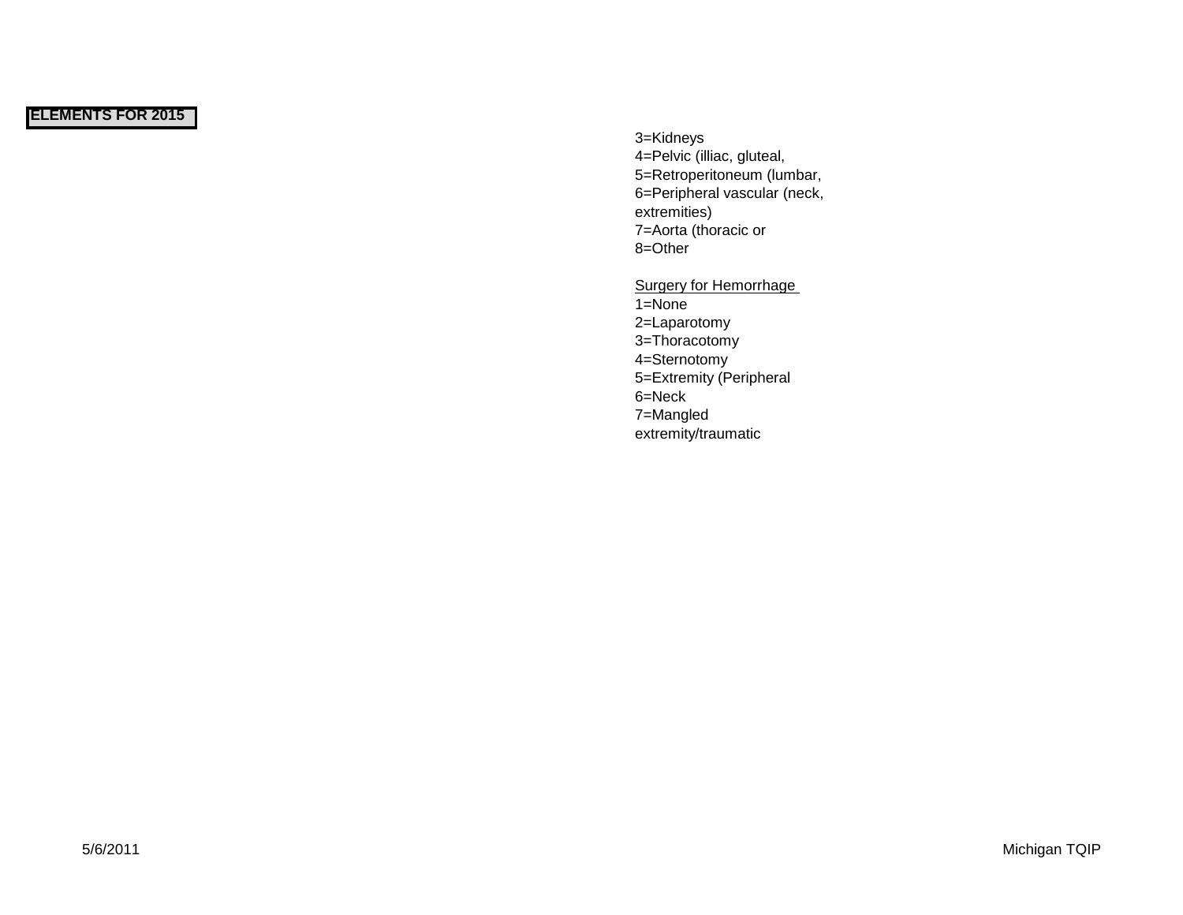**ELEMENTS FOR 2015**

3=Kidneys
4=Pelvic (illiac, gluteal,
5=Retroperitoneum (lumbar,
6=Peripheral vascular (neck, extremities)
7=Aorta (thoracic or
8=Other

<u>Surgery for Hemorrhage</u>
1=None
2=Laparotomy
3=Thoracotomy
4=Sternotomy
5=Extremity (Peripheral
6=Neck
7=Mangled extremity/traumatic